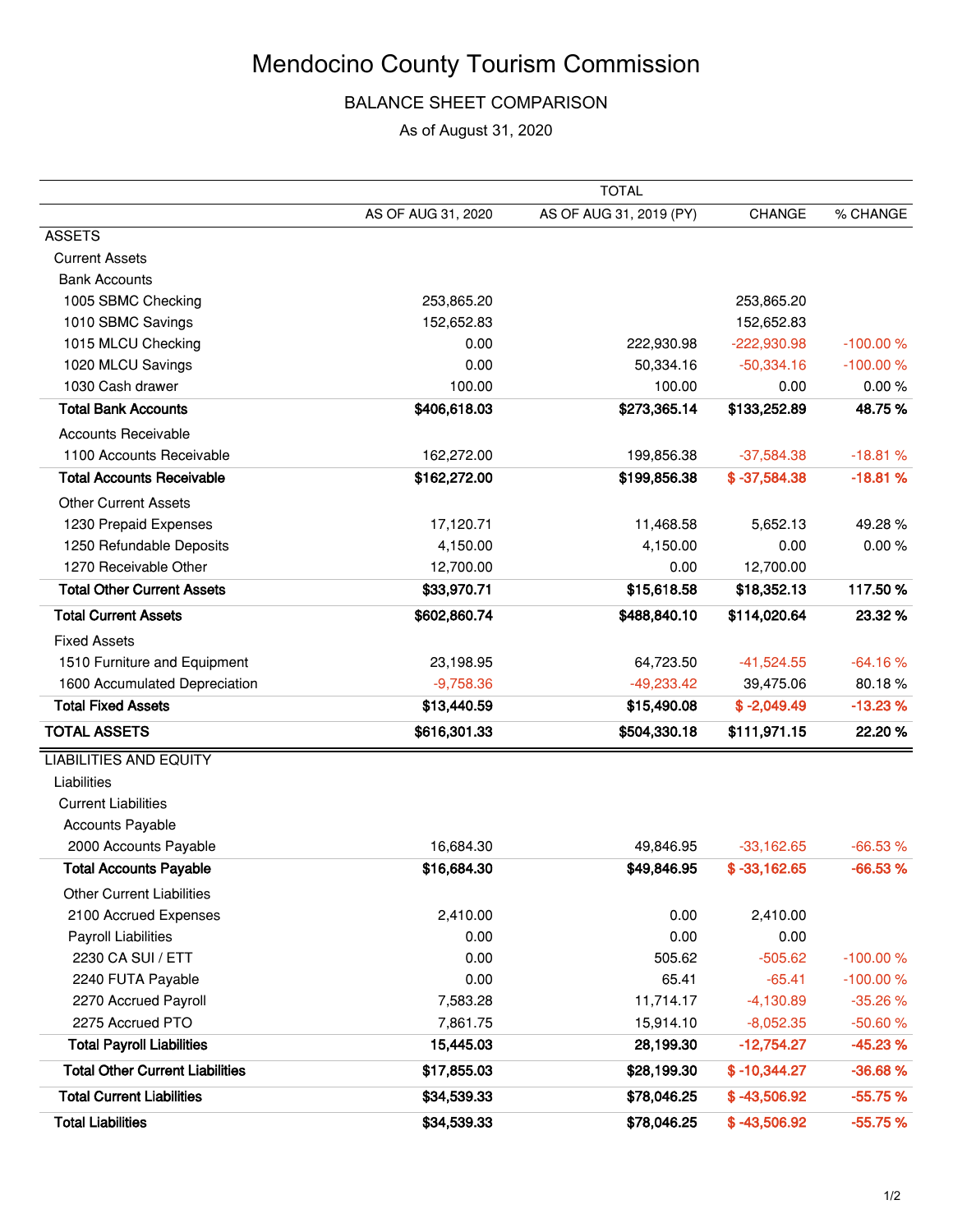# Mendocino County Tourism Commission

## BALANCE SHEET COMPARISON

As of August 31, 2020

| | TOTAL | | | |
|---|---|---|---|---|
| | AS OF AUG 31, 2020 | AS OF AUG 31, 2019 (PY) | CHANGE | % CHANGE |
| ASSETS | | | | |
| Current Assets | | | | |
| Bank Accounts | | | | |
| 1005 SBMC Checking | 253,865.20 | | 253,865.20 | |
| 1010 SBMC Savings | 152,652.83 | | 152,652.83 | |
| 1015 MLCU Checking | 0.00 | 222,930.98 | -222,930.98 | -100.00 % |
| 1020 MLCU Savings | 0.00 | 50,334.16 | -50,334.16 | -100.00 % |
| 1030 Cash drawer | 100.00 | 100.00 | 0.00 | 0.00 % |
| **Total Bank Accounts** | **$406,618.03** | **$273,365.14** | **$133,252.89** | **48.75 %** |
| Accounts Receivable | | | | |
| 1100 Accounts Receivable | 162,272.00 | 199,856.38 | -37,584.38 | -18.81 % |
| **Total Accounts Receivable** | **$162,272.00** | **$199,856.38** | **$ -37,584.38** | **-18.81 %** |
| Other Current Assets | | | | |
| 1230 Prepaid Expenses | 17,120.71 | 11,468.58 | 5,652.13 | 49.28 % |
| 1250 Refundable Deposits | 4,150.00 | 4,150.00 | 0.00 | 0.00 % |
| 1270 Receivable Other | 12,700.00 | 0.00 | 12,700.00 | |
| **Total Other Current Assets** | **$33,970.71** | **$15,618.58** | **$18,352.13** | **117.50 %** |
| **Total Current Assets** | **$602,860.74** | **$488,840.10** | **$114,020.64** | **23.32 %** |
| Fixed Assets | | | | |
| 1510 Furniture and Equipment | 23,198.95 | 64,723.50 | -41,524.55 | -64.16 % |
| 1600 Accumulated Depreciation | -9,758.36 | -49,233.42 | 39,475.06 | 80.18 % |
| **Total Fixed Assets** | **$13,440.59** | **$15,490.08** | **$ -2,049.49** | **-13.23 %** |
| **TOTAL ASSETS** | **$616,301.33** | **$504,330.18** | **$111,971.15** | **22.20 %** |
| LIABILITIES AND EQUITY | | | | |
| Liabilities | | | | |
| Current Liabilities | | | | |
| Accounts Payable | | | | |
| 2000 Accounts Payable | 16,684.30 | 49,846.95 | -33,162.65 | -66.53 % |
| **Total Accounts Payable** | **$16,684.30** | **$49,846.95** | **$ -33,162.65** | **-66.53 %** |
| Other Current Liabilities | | | | |
| 2100 Accrued Expenses | 2,410.00 | 0.00 | 2,410.00 | |
| Payroll Liabilities | 0.00 | 0.00 | 0.00 | |
| 2230 CA SUI / ETT | 0.00 | 505.62 | -505.62 | -100.00 % |
| 2240 FUTA Payable | 0.00 | 65.41 | -65.41 | -100.00 % |
| 2270 Accrued Payroll | 7,583.28 | 11,714.17 | -4,130.89 | -35.26 % |
| 2275 Accrued PTO | 7,861.75 | 15,914.10 | -8,052.35 | -50.60 % |
| **Total Payroll Liabilities** | **15,445.03** | **28,199.30** | **-12,754.27** | **-45.23 %** |
| **Total Other Current Liabilities** | **$17,855.03** | **$28,199.30** | **$ -10,344.27** | **-36.68 %** |
| **Total Current Liabilities** | **$34,539.33** | **$78,046.25** | **$ -43,506.92** | **-55.75 %** |
| **Total Liabilities** | **$34,539.33** | **$78,046.25** | **$ -43,506.92** | **-55.75 %** |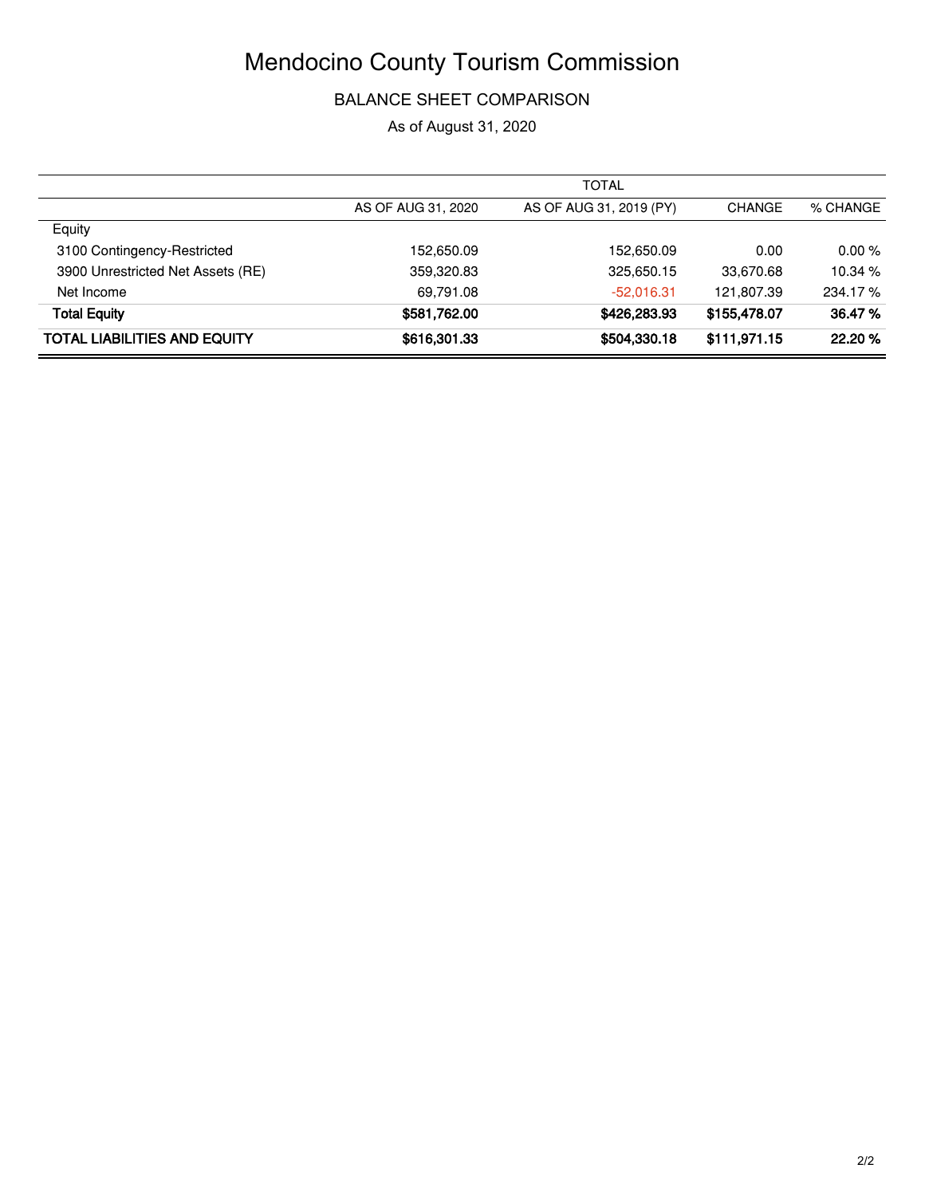# Mendocino County Tourism Commission

## BALANCE SHEET COMPARISON

As of August 31, 2020

| | TOTAL | | | |
|---|---|---|---|---|
| | AS OF AUG 31, 2020 | AS OF AUG 31, 2019 (PY) | CHANGE | % CHANGE |
| Equity | | | | |
| 3100 Contingency-Restricted | 152,650.09 | 152,650.09 | 0.00 | 0.00 % |
| 3900 Unrestricted Net Assets (RE) | 359,320.83 | 325,650.15 | 33,670.68 | 10.34 % |
| Net Income | 69,791.08 | -52,016.31 | 121,807.39 | 234.17 % |
| **Total Equity** | **$581,762.00** | **$426,283.93** | **$155,478.07** | **36.47 %** |
| **TOTAL LIABILITIES AND EQUITY** | **$616,301.33** | **$504,330.18** | **$111,971.15** | **22.20 %** |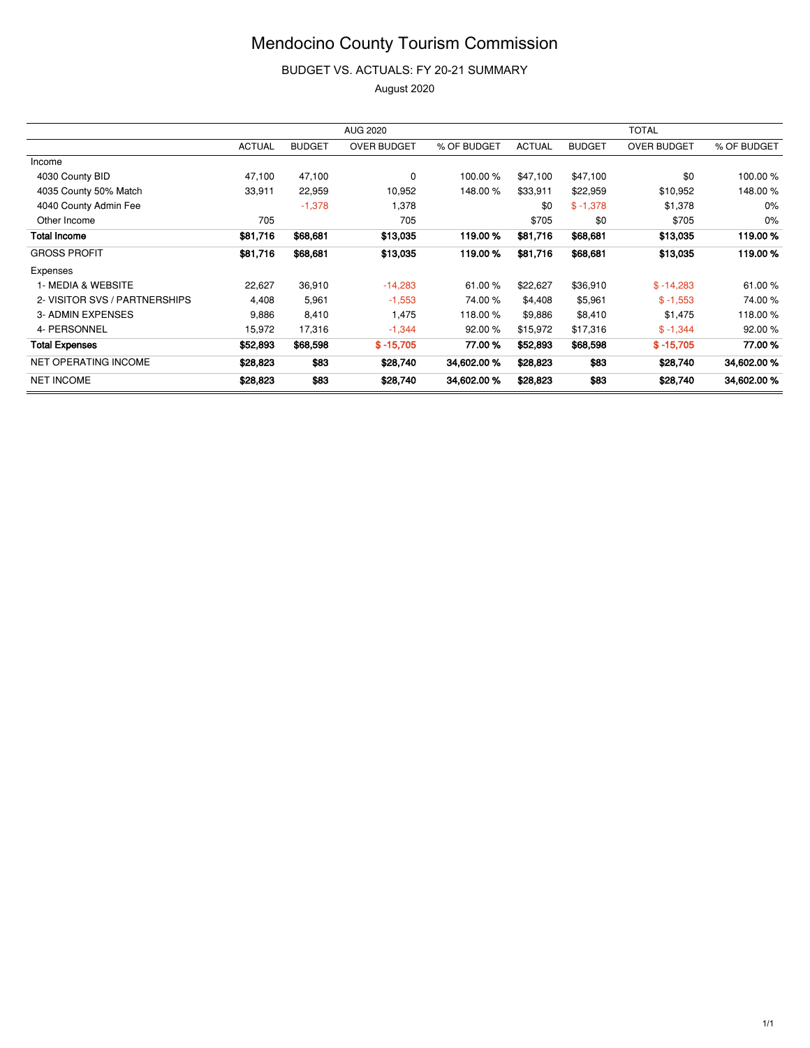# Mendocino County Tourism Commission

BUDGET VS. ACTUALS: FY 20-21 SUMMARY

August 2020

| | AUG 2020 | | | | TOTAL | | | |
|---|---|---|---|---|---|---|---|---|
| | ACTUAL | BUDGET | OVER BUDGET | % OF BUDGET | ACTUAL | BUDGET | OVER BUDGET | % OF BUDGET |
| Income | | | | | | | | |
| 4030 County BID | 47,100 | 47,100 | 0 | 100.00 % | $47,100 | $47,100 | $0 | 100.00 % |
| 4035 County 50% Match | 33,911 | 22,959 | 10,952 | 148.00 % | $33,911 | $22,959 | $10,952 | 148.00 % |
| 4040 County Admin Fee | | -1,378 | 1,378 | | $0 | $ -1,378 | $1,378 | 0% |
| Other Income | 705 | | 705 | | $705 | $0 | $705 | 0% |
| **Total Income** | **$81,716** | **$68,681** | **$13,035** | **119.00 %** | **$81,716** | **$68,681** | **$13,035** | **119.00 %** |
| GROSS PROFIT | **$81,716** | **$68,681** | **$13,035** | **119.00 %** | **$81,716** | **$68,681** | **$13,035** | **119.00 %** |
| Expenses | | | | | | | | |
| 1- MEDIA & WEBSITE | 22,627 | 36,910 | -14,283 | 61.00 % | $22,627 | $36,910 | $ -14,283 | 61.00 % |
| 2- VISITOR SVS / PARTNERSHIPS | 4,408 | 5,961 | -1,553 | 74.00 % | $4,408 | $5,961 | $ -1,553 | 74.00 % |
| 3- ADMIN EXPENSES | 9,886 | 8,410 | 1,475 | 118.00 % | $9,886 | $8,410 | $1,475 | 118.00 % |
| 4- PERSONNEL | 15,972 | 17,316 | -1,344 | 92.00 % | $15,972 | $17,316 | $ -1,344 | 92.00 % |
| **Total Expenses** | **$52,893** | **$68,598** | **$ -15,705** | **77.00 %** | **$52,893** | **$68,598** | **$ -15,705** | **77.00 %** |
| NET OPERATING INCOME | **$28,823** | **$83** | **$28,740** | **34,602.00 %** | **$28,823** | **$83** | **$28,740** | **34,602.00 %** |
| NET INCOME | **$28,823** | **$83** | **$28,740** | **34,602.00 %** | **$28,823** | **$83** | **$28,740** | **34,602.00 %** |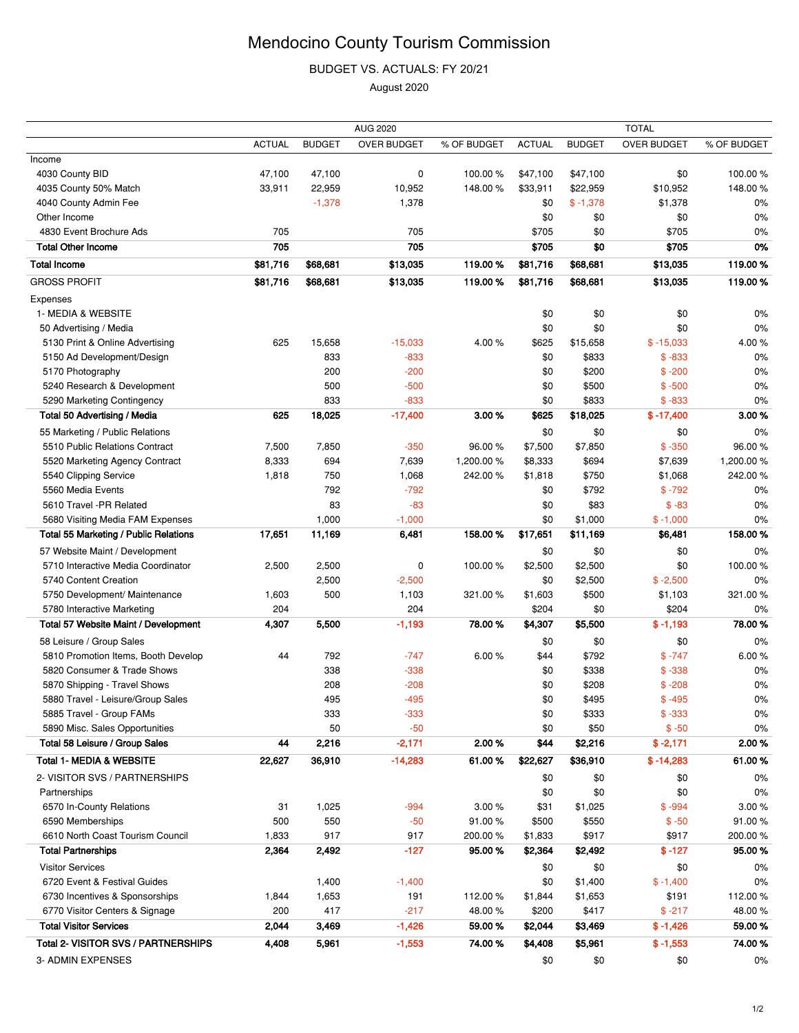# Mendocino County Tourism Commission

BUDGET VS. ACTUALS: FY 20/21

August 2020

| | AUG 2020 | | | | TOTAL | | | |
|---|---|---|---|---|---|---|---|---|
| | ACTUAL | BUDGET | OVER BUDGET | % OF BUDGET | ACTUAL | BUDGET | OVER BUDGET | % OF BUDGET |
| Income | | | | | | | | |
| 4030 County BID | 47,100 | 47,100 | 0 | 100.00 % | $47,100 | $47,100 | $0 | 100.00 % |
| 4035 County 50% Match | 33,911 | 22,959 | 10,952 | 148.00 % | $33,911 | $22,959 | $10,952 | 148.00 % |
| 4040 County Admin Fee | | -1,378 | 1,378 | | $0 | $ -1,378 | $1,378 | 0% |
| Other Income | | | | | $0 | $0 | $0 | 0% |
| 4830 Event Brochure Ads | 705 | | 705 | | $705 | $0 | $705 | 0% |
| **Total Other Income** | **705** | | **705** | | **$705** | **$0** | **$705** | **0%** |
| **Total Income** | **$81,716** | **$68,681** | **$13,035** | **119.00 %** | **$81,716** | **$68,681** | **$13,035** | **119.00 %** |
| GROSS PROFIT | **$81,716** | **$68,681** | **$13,035** | **119.00 %** | **$81,716** | **$68,681** | **$13,035** | **119.00 %** |
| Expenses | | | | | | | | |
| 1- MEDIA & WEBSITE | | | | | $0 | $0 | $0 | 0% |
| 50 Advertising / Media | | | | | $0 | $0 | $0 | 0% |
| 5130 Print & Online Advertising | 625 | 15,658 | -15,033 | 4.00 % | $625 | $15,658 | $ -15,033 | 4.00 % |
| 5150 Ad Development/Design | | 833 | -833 | | $0 | $833 | $ -833 | 0% |
| 5170 Photography | | 200 | -200 | | $0 | $200 | $ -200 | 0% |
| 5240 Research & Development | | 500 | -500 | | $0 | $500 | $ -500 | 0% |
| 5290 Marketing Contingency | | 833 | -833 | | $0 | $833 | $ -833 | 0% |
| **Total 50 Advertising / Media** | **625** | **18,025** | **-17,400** | **3.00 %** | **$625** | **$18,025** | **$ -17,400** | **3.00 %** |
| 55 Marketing / Public Relations | | | | | $0 | $0 | $0 | 0% |
| 5510 Public Relations Contract | 7,500 | 7,850 | -350 | 96.00 % | $7,500 | $7,850 | $ -350 | 96.00 % |
| 5520 Marketing Agency Contract | 8,333 | 694 | 7,639 | 1,200.00 % | $8,333 | $694 | $7,639 | 1,200.00 % |
| 5540 Clipping Service | 1,818 | 750 | 1,068 | 242.00 % | $1,818 | $750 | $1,068 | 242.00 % |
| 5560 Media Events | | 792 | -792 | | $0 | $792 | $ -792 | 0% |
| 5610 Travel -PR Related | | 83 | -83 | | $0 | $83 | $ -83 | 0% |
| 5680 Visiting Media FAM Expenses | | 1,000 | -1,000 | | $0 | $1,000 | $ -1,000 | 0% |
| **Total 55 Marketing / Public Relations** | **17,651** | **11,169** | **6,481** | **158.00 %** | **$17,651** | **$11,169** | **$6,481** | **158.00 %** |
| 57 Website Maint / Development | | | | | $0 | $0 | $0 | 0% |
| 5710 Interactive Media Coordinator | 2,500 | 2,500 | 0 | 100.00 % | $2,500 | $2,500 | $0 | 100.00 % |
| 5740 Content Creation | | 2,500 | -2,500 | | $0 | $2,500 | $ -2,500 | 0% |
| 5750 Development/ Maintenance | 1,603 | 500 | 1,103 | 321.00 % | $1,603 | $500 | $1,103 | 321.00 % |
| 5780 Interactive Marketing | 204 | | 204 | | $204 | $0 | $204 | 0% |
| **Total 57 Website Maint / Development** | **4,307** | **5,500** | **-1,193** | **78.00 %** | **$4,307** | **$5,500** | **$ -1,193** | **78.00 %** |
| 58 Leisure / Group Sales | | | | | $0 | $0 | $0 | 0% |
| 5810 Promotion Items, Booth Develop | 44 | 792 | -747 | 6.00 % | $44 | $792 | $ -747 | 6.00 % |
| 5820 Consumer & Trade Shows | | 338 | -338 | | $0 | $338 | $ -338 | 0% |
| 5870 Shipping - Travel Shows | | 208 | -208 | | $0 | $208 | $ -208 | 0% |
| 5880 Travel - Leisure/Group Sales | | 495 | -495 | | $0 | $495 | $ -495 | 0% |
| 5885 Travel - Group FAMs | | 333 | -333 | | $0 | $333 | $ -333 | 0% |
| 5890 Misc. Sales Opportunities | | 50 | -50 | | $0 | $50 | $ -50 | 0% |
| **Total 58 Leisure / Group Sales** | **44** | **2,216** | **-2,171** | **2.00 %** | **$44** | **$2,216** | **$ -2,171** | **2.00 %** |
| **Total 1- MEDIA & WEBSITE** | **22,627** | **36,910** | **-14,283** | **61.00 %** | **$22,627** | **$36,910** | **$ -14,283** | **61.00 %** |
| 2- VISITOR SVS / PARTNERSHIPS | | | | | $0 | $0 | $0 | 0% |
| Partnerships | | | | | $0 | $0 | $0 | 0% |
| 6570 In-County Relations | 31 | 1,025 | -994 | 3.00 % | $31 | $1,025 | $ -994 | 3.00 % |
| 6590 Memberships | 500 | 550 | -50 | 91.00 % | $500 | $550 | $ -50 | 91.00 % |
| 6610 North Coast Tourism Council | 1,833 | 917 | 917 | 200.00 % | $1,833 | $917 | $917 | 200.00 % |
| **Total Partnerships** | **2,364** | **2,492** | **-127** | **95.00 %** | **$2,364** | **$2,492** | **$ -127** | **95.00 %** |
| Visitor Services | | | | | $0 | $0 | $0 | 0% |
| 6720 Event & Festival Guides | | 1,400 | -1,400 | | $0 | $1,400 | $ -1,400 | 0% |
| 6730 Incentives & Sponsorships | 1,844 | 1,653 | 191 | 112.00 % | $1,844 | $1,653 | $191 | 112.00 % |
| 6770 Visitor Centers & Signage | 200 | 417 | -217 | 48.00 % | $200 | $417 | $ -217 | 48.00 % |
| **Total Visitor Services** | **2,044** | **3,469** | **-1,426** | **59.00 %** | **$2,044** | **$3,469** | **$ -1,426** | **59.00 %** |
| **Total 2- VISITOR SVS / PARTNERSHIPS** | **4,408** | **5,961** | **-1,553** | **74.00 %** | **$4,408** | **$5,961** | **$ -1,553** | **74.00 %** |
| 3- ADMIN EXPENSES | | | | | $0 | $0 | $0 | 0% |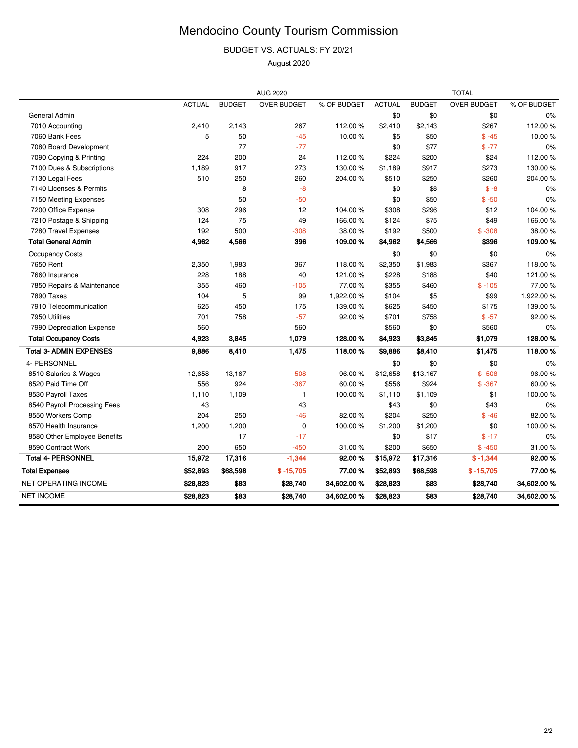# Mendocino County Tourism Commission

BUDGET VS. ACTUALS: FY 20/21

August 2020

| | AUG 2020 | | | | TOTAL | | | |
|---|---|---|---|---|---|---|---|---|
| | ACTUAL | BUDGET | OVER BUDGET | % OF BUDGET | ACTUAL | BUDGET | OVER BUDGET | % OF BUDGET |
| General Admin | | | | | $0 | $0 | $0 | 0% |
| 7010 Accounting | 2,410 | 2,143 | 267 | 112.00 % | $2,410 | $2,143 | $267 | 112.00 % |
| 7060 Bank Fees | 5 | 50 | -45 | 10.00 % | $5 | $50 | $ -45 | 10.00 % |
| 7080 Board Development | | 77 | -77 | | $0 | $77 | $ -77 | 0% |
| 7090 Copying & Printing | 224 | 200 | 24 | 112.00 % | $224 | $200 | $24 | 112.00 % |
| 7100 Dues & Subscriptions | 1,189 | 917 | 273 | 130.00 % | $1,189 | $917 | $273 | 130.00 % |
| 7130 Legal Fees | 510 | 250 | 260 | 204.00 % | $510 | $250 | $260 | 204.00 % |
| 7140 Licenses & Permits | | 8 | -8 | | $0 | $8 | $ -8 | 0% |
| 7150 Meeting Expenses | | 50 | -50 | | $0 | $50 | $ -50 | 0% |
| 7200 Office Expense | 308 | 296 | 12 | 104.00 % | $308 | $296 | $12 | 104.00 % |
| 7210 Postage & Shipping | 124 | 75 | 49 | 166.00 % | $124 | $75 | $49 | 166.00 % |
| 7280 Travel Expenses | 192 | 500 | -308 | 38.00 % | $192 | $500 | $ -308 | 38.00 % |
| **Total General Admin** | **4,962** | **4,566** | **396** | **109.00 %** | **$4,962** | **$4,566** | **$396** | **109.00 %** |
| Occupancy Costs | | | | | $0 | $0 | $0 | 0% |
| 7650 Rent | 2,350 | 1,983 | 367 | 118.00 % | $2,350 | $1,983 | $367 | 118.00 % |
| 7660 Insurance | 228 | 188 | 40 | 121.00 % | $228 | $188 | $40 | 121.00 % |
| 7850 Repairs & Maintenance | 355 | 460 | -105 | 77.00 % | $355 | $460 | $ -105 | 77.00 % |
| 7890 Taxes | 104 | 5 | 99 | 1,922.00 % | $104 | $5 | $99 | 1,922.00 % |
| 7910 Telecommunication | 625 | 450 | 175 | 139.00 % | $625 | $450 | $175 | 139.00 % |
| 7950 Utilities | 701 | 758 | -57 | 92.00 % | $701 | $758 | $ -57 | 92.00 % |
| 7990 Depreciation Expense | 560 | | 560 | | $560 | $0 | $560 | 0% |
| **Total Occupancy Costs** | **4,923** | **3,845** | **1,079** | **128.00 %** | **$4,923** | **$3,845** | **$1,079** | **128.00 %** |
| **Total 3- ADMIN EXPENSES** | **9,886** | **8,410** | **1,475** | **118.00 %** | **$9,886** | **$8,410** | **$1,475** | **118.00 %** |
| 4- PERSONNEL | | | | | $0 | $0 | $0 | 0% |
| 8510 Salaries & Wages | 12,658 | 13,167 | -508 | 96.00 % | $12,658 | $13,167 | $ -508 | 96.00 % |
| 8520 Paid Time Off | 556 | 924 | -367 | 60.00 % | $556 | $924 | $ -367 | 60.00 % |
| 8530 Payroll Taxes | 1,110 | 1,109 | 1 | 100.00 % | $1,110 | $1,109 | $1 | 100.00 % |
| 8540 Payroll Processing Fees | 43 | | 43 | | $43 | $0 | $43 | 0% |
| 8550 Workers Comp | 204 | 250 | -46 | 82.00 % | $204 | $250 | $ -46 | 82.00 % |
| 8570 Health Insurance | 1,200 | 1,200 | 0 | 100.00 % | $1,200 | $1,200 | $0 | 100.00 % |
| 8580 Other Employee Benefits | | 17 | -17 | | $0 | $17 | $ -17 | 0% |
| 8590 Contract Work | 200 | 650 | -450 | 31.00 % | $200 | $650 | $ -450 | 31.00 % |
| **Total 4- PERSONNEL** | **15,972** | **17,316** | **-1,344** | **92.00 %** | **$15,972** | **$17,316** | **$ -1,344** | **92.00 %** |
| **Total Expenses** | **$52,893** | **$68,598** | **$ -15,705** | **77.00 %** | **$52,893** | **$68,598** | **$ -15,705** | **77.00 %** |
| NET OPERATING INCOME | **$28,823** | **$83** | **$28,740** | **34,602.00 %** | **$28,823** | **$83** | **$28,740** | **34,602.00 %** |
| NET INCOME | **$28,823** | **$83** | **$28,740** | **34,602.00 %** | **$28,823** | **$83** | **$28,740** | **34,602.00 %** |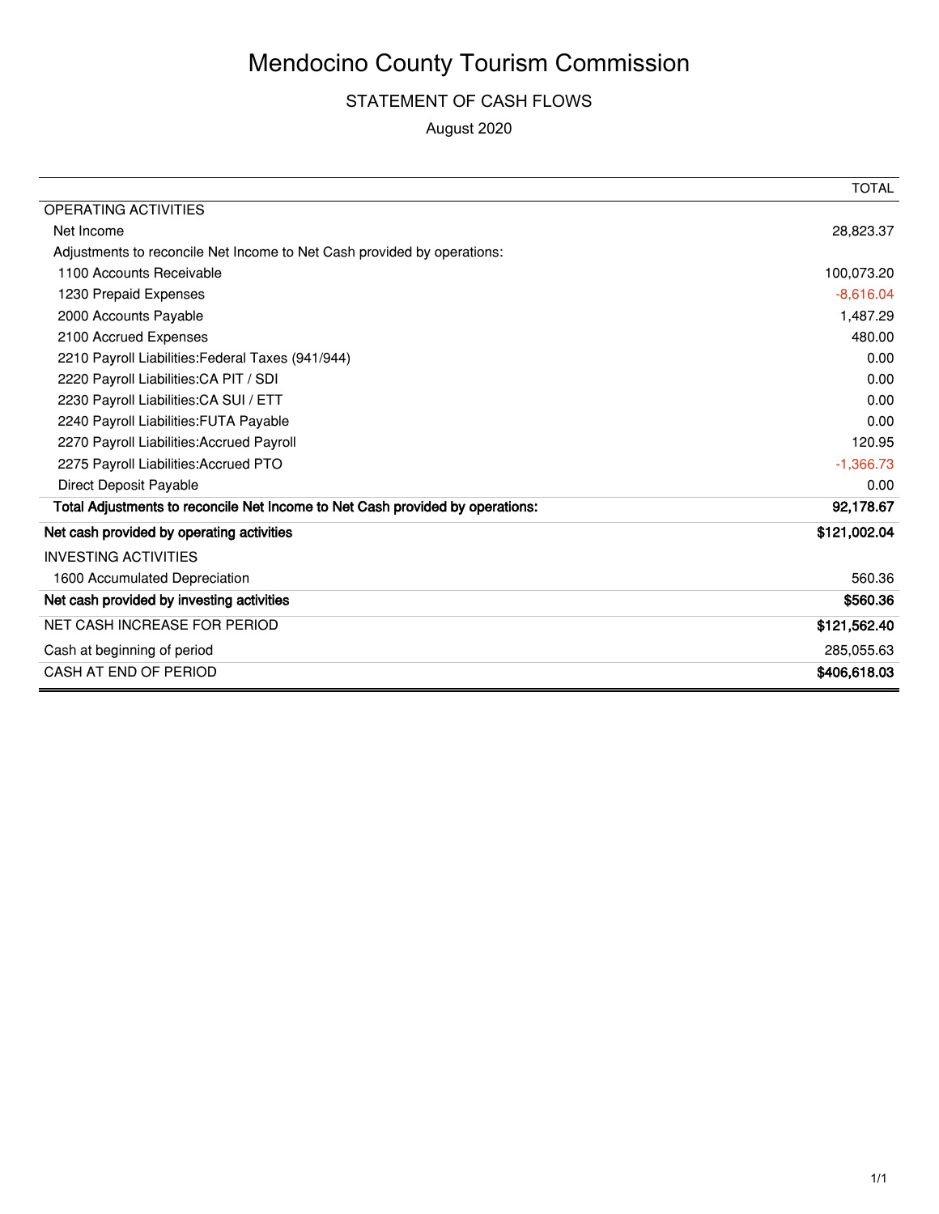# Mendocino County Tourism Commission

## STATEMENT OF CASH FLOWS

August 2020

| | TOTAL |
|---|---|
| OPERATING ACTIVITIES | |
| Net Income | 28,823.37 |
| Adjustments to reconcile Net Income to Net Cash provided by operations: | |
| 1100 Accounts Receivable | 100,073.20 |
| 1230 Prepaid Expenses | -8,616.04 |
| 2000 Accounts Payable | 1,487.29 |
| 2100 Accrued Expenses | 480.00 |
| 2210 Payroll Liabilities:Federal Taxes (941/944) | 0.00 |
| 2220 Payroll Liabilities:CA PIT / SDI | 0.00 |
| 2230 Payroll Liabilities:CA SUI / ETT | 0.00 |
| 2240 Payroll Liabilities:FUTA Payable | 0.00 |
| 2270 Payroll Liabilities:Accrued Payroll | 120.95 |
| 2275 Payroll Liabilities:Accrued PTO | -1,366.73 |
| Direct Deposit Payable | 0.00 |
| **Total Adjustments to reconcile Net Income to Net Cash provided by operations:** | **92,178.67** |
| **Net cash provided by operating activities** | **$121,002.04** |
| INVESTING ACTIVITIES | |
| 1600 Accumulated Depreciation | 560.36 |
| **Net cash provided by investing activities** | **$560.36** |
| NET CASH INCREASE FOR PERIOD | **$121,562.40** |
| Cash at beginning of period | 285,055.63 |
| CASH AT END OF PERIOD | **$406,618.03** |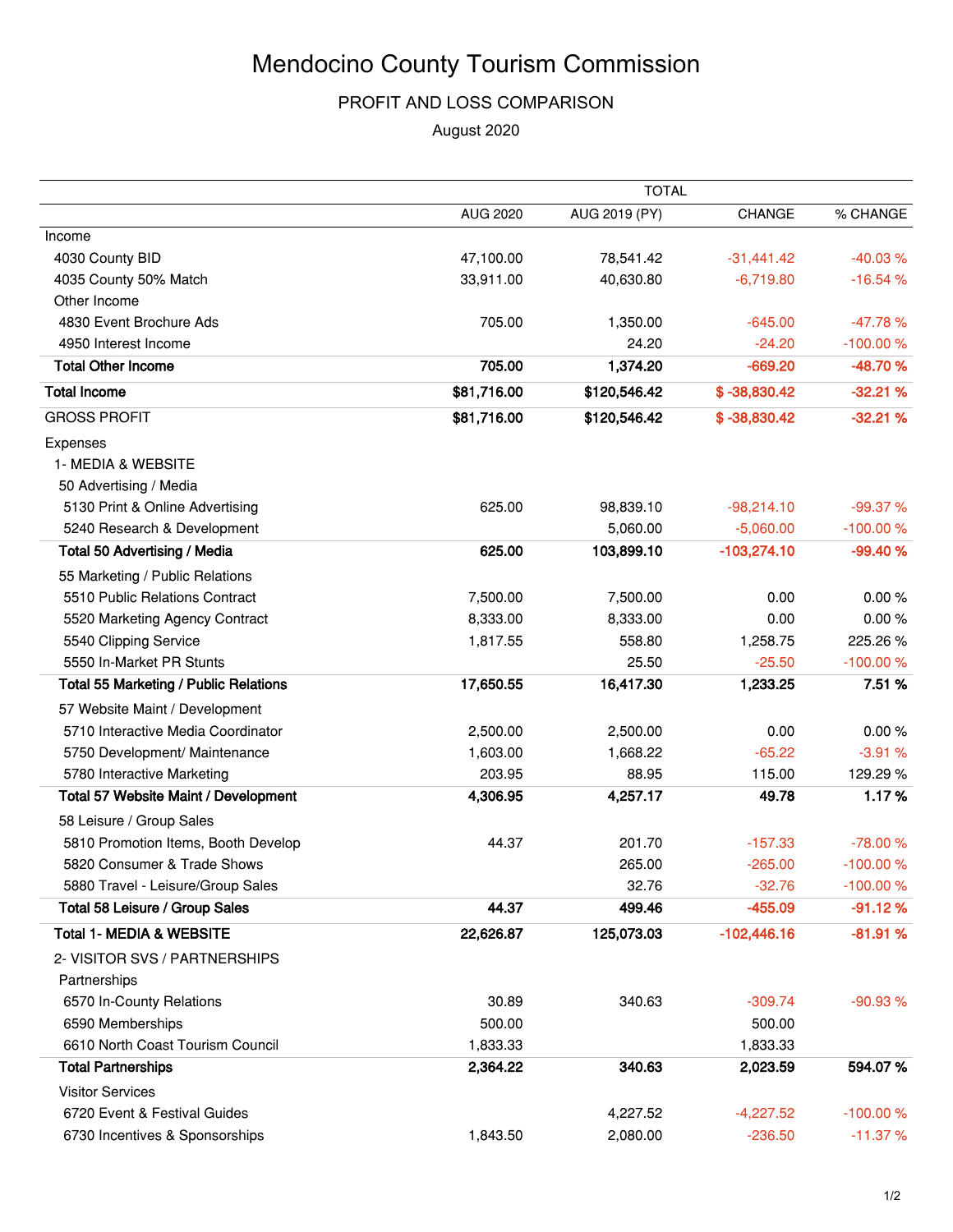# Mendocino County Tourism Commission

## PROFIT AND LOSS COMPARISON

August 2020

| | TOTAL | | | |
|---|---|---|---|---|
| | AUG 2020 | AUG 2019 (PY) | CHANGE | % CHANGE |
| Income | | | | |
| 4030 County BID | 47,100.00 | 78,541.42 | -31,441.42 | -40.03 % |
| 4035 County 50% Match | 33,911.00 | 40,630.80 | -6,719.80 | -16.54 % |
| Other Income | | | | |
| 4830 Event Brochure Ads | 705.00 | 1,350.00 | -645.00 | -47.78 % |
| 4950 Interest Income | | 24.20 | -24.20 | -100.00 % |
| **Total Other Income** | **705.00** | **1,374.20** | **-669.20** | **-48.70 %** |
| **Total Income** | **$81,716.00** | **$120,546.42** | **$ -38,830.42** | **-32.21 %** |
| GROSS PROFIT | **$81,716.00** | **$120,546.42** | **$ -38,830.42** | **-32.21 %** |
| Expenses | | | | |
| 1- MEDIA & WEBSITE | | | | |
| 50 Advertising / Media | | | | |
| 5130 Print & Online Advertising | 625.00 | 98,839.10 | -98,214.10 | -99.37 % |
| 5240 Research & Development | | 5,060.00 | -5,060.00 | -100.00 % |
| **Total 50 Advertising / Media** | **625.00** | **103,899.10** | **-103,274.10** | **-99.40 %** |
| 55 Marketing / Public Relations | | | | |
| 5510 Public Relations Contract | 7,500.00 | 7,500.00 | 0.00 | 0.00 % |
| 5520 Marketing Agency Contract | 8,333.00 | 8,333.00 | 0.00 | 0.00 % |
| 5540 Clipping Service | 1,817.55 | 558.80 | 1,258.75 | 225.26 % |
| 5550 In-Market PR Stunts | | 25.50 | -25.50 | -100.00 % |
| **Total 55 Marketing / Public Relations** | **17,650.55** | **16,417.30** | **1,233.25** | **7.51 %** |
| 57 Website Maint / Development | | | | |
| 5710 Interactive Media Coordinator | 2,500.00 | 2,500.00 | 0.00 | 0.00 % |
| 5750 Development/ Maintenance | 1,603.00 | 1,668.22 | -65.22 | -3.91 % |
| 5780 Interactive Marketing | 203.95 | 88.95 | 115.00 | 129.29 % |
| **Total 57 Website Maint / Development** | **4,306.95** | **4,257.17** | **49.78** | **1.17 %** |
| 58 Leisure / Group Sales | | | | |
| 5810 Promotion Items, Booth Develop | 44.37 | 201.70 | -157.33 | -78.00 % |
| 5820 Consumer & Trade Shows | | 265.00 | -265.00 | -100.00 % |
| 5880 Travel - Leisure/Group Sales | | 32.76 | -32.76 | -100.00 % |
| **Total 58 Leisure / Group Sales** | **44.37** | **499.46** | **-455.09** | **-91.12 %** |
| **Total 1- MEDIA & WEBSITE** | **22,626.87** | **125,073.03** | **-102,446.16** | **-81.91 %** |
| 2- VISITOR SVS / PARTNERSHIPS | | | | |
| Partnerships | | | | |
| 6570 In-County Relations | 30.89 | 340.63 | -309.74 | -90.93 % |
| 6590 Memberships | 500.00 | | 500.00 | |
| 6610 North Coast Tourism Council | 1,833.33 | | 1,833.33 | |
| **Total Partnerships** | **2,364.22** | **340.63** | **2,023.59** | **594.07 %** |
| Visitor Services | | | | |
| 6720 Event & Festival Guides | | 4,227.52 | -4,227.52 | -100.00 % |
| 6730 Incentives & Sponsorships | 1,843.50 | 2,080.00 | -236.50 | -11.37 % |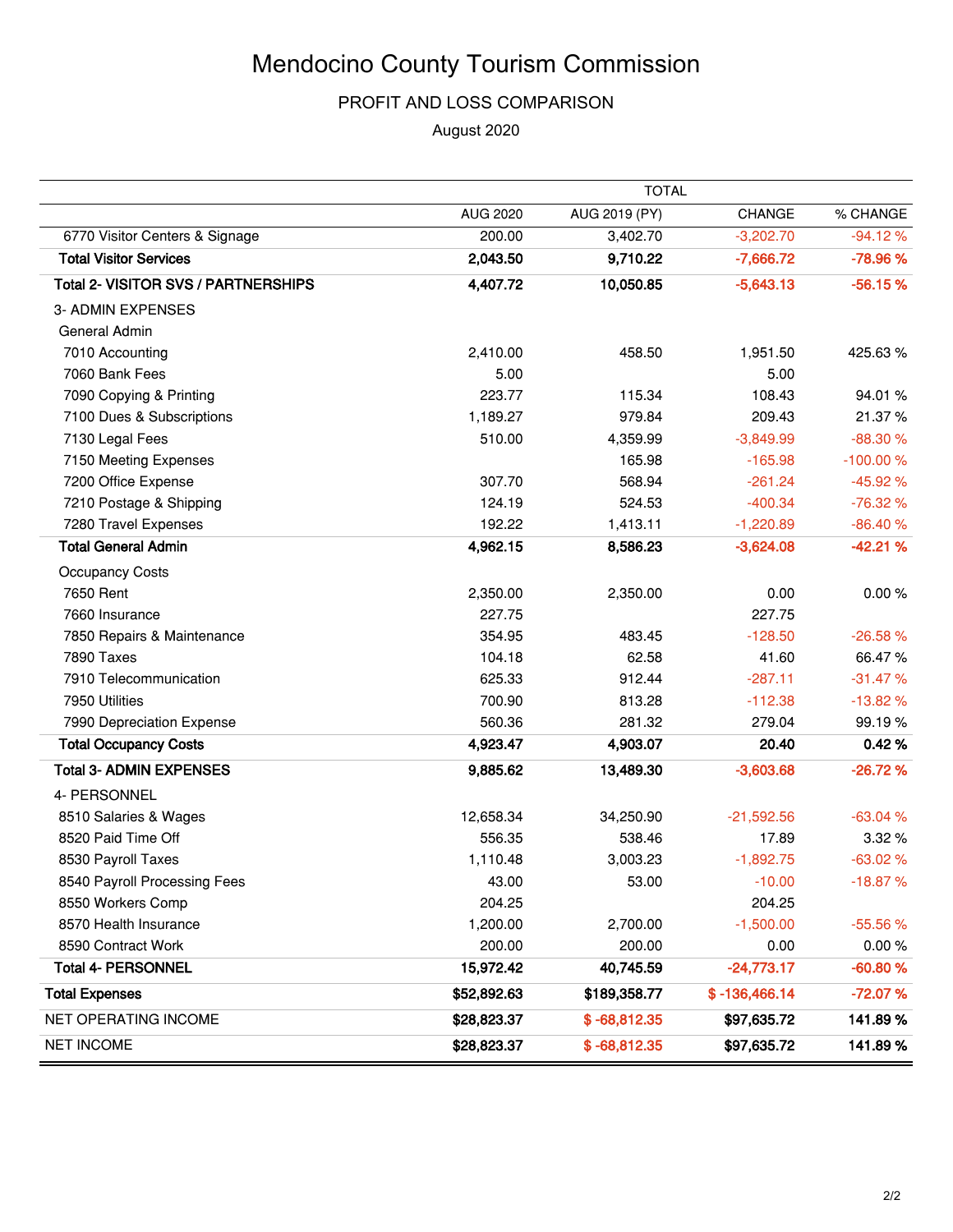# Mendocino County Tourism Commission

## PROFIT AND LOSS COMPARISON

August 2020

| | TOTAL | | | |
|---|---|---|---|---|
| | AUG 2020 | AUG 2019 (PY) | CHANGE | % CHANGE |
| 6770 Visitor Centers & Signage | 200.00 | 3,402.70 | -3,202.70 | -94.12 % |
| **Total Visitor Services** | **2,043.50** | **9,710.22** | **-7,666.72** | **-78.96 %** |
| **Total 2- VISITOR SVS / PARTNERSHIPS** | **4,407.72** | **10,050.85** | **-5,643.13** | **-56.15 %** |
| 3- ADMIN EXPENSES | | | | |
| General Admin | | | | |
| 7010 Accounting | 2,410.00 | 458.50 | 1,951.50 | 425.63 % |
| 7060 Bank Fees | 5.00 | | 5.00 | |
| 7090 Copying & Printing | 223.77 | 115.34 | 108.43 | 94.01 % |
| 7100 Dues & Subscriptions | 1,189.27 | 979.84 | 209.43 | 21.37 % |
| 7130 Legal Fees | 510.00 | 4,359.99 | -3,849.99 | -88.30 % |
| 7150 Meeting Expenses | | 165.98 | -165.98 | -100.00 % |
| 7200 Office Expense | 307.70 | 568.94 | -261.24 | -45.92 % |
| 7210 Postage & Shipping | 124.19 | 524.53 | -400.34 | -76.32 % |
| 7280 Travel Expenses | 192.22 | 1,413.11 | -1,220.89 | -86.40 % |
| **Total General Admin** | **4,962.15** | **8,586.23** | **-3,624.08** | **-42.21 %** |
| Occupancy Costs | | | | |
| 7650 Rent | 2,350.00 | 2,350.00 | 0.00 | 0.00 % |
| 7660 Insurance | 227.75 | | 227.75 | |
| 7850 Repairs & Maintenance | 354.95 | 483.45 | -128.50 | -26.58 % |
| 7890 Taxes | 104.18 | 62.58 | 41.60 | 66.47 % |
| 7910 Telecommunication | 625.33 | 912.44 | -287.11 | -31.47 % |
| 7950 Utilities | 700.90 | 813.28 | -112.38 | -13.82 % |
| 7990 Depreciation Expense | 560.36 | 281.32 | 279.04 | 99.19 % |
| **Total Occupancy Costs** | **4,923.47** | **4,903.07** | **20.40** | **0.42 %** |
| **Total 3- ADMIN EXPENSES** | **9,885.62** | **13,489.30** | **-3,603.68** | **-26.72 %** |
| 4- PERSONNEL | | | | |
| 8510 Salaries & Wages | 12,658.34 | 34,250.90 | -21,592.56 | -63.04 % |
| 8520 Paid Time Off | 556.35 | 538.46 | 17.89 | 3.32 % |
| 8530 Payroll Taxes | 1,110.48 | 3,003.23 | -1,892.75 | -63.02 % |
| 8540 Payroll Processing Fees | 43.00 | 53.00 | -10.00 | -18.87 % |
| 8550 Workers Comp | 204.25 | | 204.25 | |
| 8570 Health Insurance | 1,200.00 | 2,700.00 | -1,500.00 | -55.56 % |
| 8590 Contract Work | 200.00 | 200.00 | 0.00 | 0.00 % |
| **Total 4- PERSONNEL** | **15,972.42** | **40,745.59** | **-24,773.17** | **-60.80 %** |
| **Total Expenses** | **$52,892.63** | **$189,358.77** | **$ -136,466.14** | **-72.07 %** |
| NET OPERATING INCOME | **$28,823.37** | **$ -68,812.35** | **$97,635.72** | **141.89 %** |
| NET INCOME | **$28,823.37** | **$ -68,812.35** | **$97,635.72** | **141.89 %** |